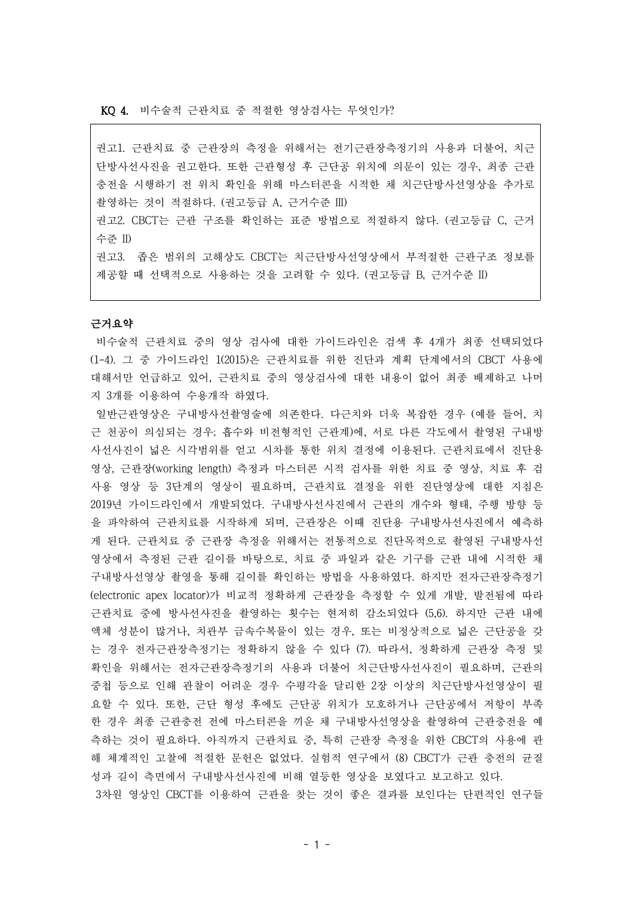**KQ 4.** 비수술적 근관치료 중 적절한 영상검사는 무엇인가?

> 권고1. 근관치료 중 근관장의 측정을 위해서는 전기근관장측정기의 사용과 더불어, 치근단방사선사진을 권고한다. 또한 근관형성 후 근단공 위치에 의문이 있는 경우, 최종 근관충전을 시행하기 전 위치 확인을 위해 마스터콘을 시적한 채 치근단방사선영상을 추가로 촬영하는 것이 적절하다. (권고등급 A, 근거수준 Ⅲ)
>
> 권고2. CBCT는 근관 구조를 확인하는 표준 방법으로 적절하지 않다. (권고등급 C, 근거수준 Ⅱ)
>
> 권고3. 좁은 범위의 고해상도 CBCT는 치근단방사선영상에서 부적절한 근관구조 정보를 제공할 때 선택적으로 사용하는 것을 고려할 수 있다. (권고등급 B, 근거수준 Ⅱ)

**근거요약**

비수술적 근관치료 중의 영상 검사에 대한 가이드라인은 검색 후 4개가 최종 선택되었다 (1-4). 그 중 가이드라인 1(2015)은 근관치료를 위한 진단과 계획 단계에서의 CBCT 사용에 대해서만 언급하고 있어, 근관치료 중의 영상검사에 대한 내용이 없어 최종 배제하고 나머지 3개를 이용하여 수용개작 하였다.

일반근관영상은 구내방사선촬영술에 의존한다. 다근치와 더욱 복잡한 경우 (예를 들어, 치근 천공이 의심되는 경우; 흡수와 비전형적인 근관계)에, 서로 다른 각도에서 촬영된 구내방사선사진이 넓은 시각범위를 얻고 시차를 통한 위치 결정에 이용된다. 근관치료에서 진단용 영상, 근관장(working length) 측정과 마스터콘 시적 검사를 위한 치료 중 영상, 치료 후 검사용 영상 등 3단계의 영상이 필요하며, 근관치료 결정을 위한 진단영상에 대한 지침은 2019년 가이드라인에서 개발되었다. 구내방사선사진에서 근관의 개수와 형태, 주행 방향 등을 파악하여 근관치료를 시작하게 되며, 근관장은 이때 진단용 구내방사선사진에서 예측하게 된다. 근관치료 중 근관장 측정을 위해서는 전통적으로 진단목적으로 촬영된 구내방사선영상에서 측정된 근관 길이를 바탕으로, 치료 중 파일과 같은 기구를 근관 내에 시적한 채 구내방사선영상 촬영을 통해 길이를 확인하는 방법을 사용하였다. 하지만 전자근관장측정기(electronic apex locator)가 비교적 정확하게 근관장을 측정할 수 있게 개발, 발전됨에 따라 근관치료 중에 방사선사진을 촬영하는 횟수는 현저히 감소되었다 (5,6). 하지만 근관 내에 액체 성분이 많거나, 치관부 금속수복물이 있는 경우, 또는 비정상적으로 넓은 근단공을 갖는 경우 전자근관장측정기는 정확하지 않을 수 있다 (7). 따라서, 정확하게 근관장 측정 및 확인을 위해서는 전자근관장측정기의 사용과 더불어 치근단방사선사진이 필요하며, 근관의 중첩 등으로 인해 관찰이 어려운 경우 수평각을 달리한 2장 이상의 치근단방사선영상이 필요할 수 있다. 또한, 근단 형성 후에도 근단공 위치가 모호하거나 근단공에서 저항이 부족한 경우 최종 근관충전 전에 마스터콘을 끼운 채 구내방사선영상을 촬영하여 근관충전을 예측하는 것이 필요하다. 아직까지 근관치료 중, 특히 근관장 측정을 위한 CBCT의 사용에 관해 체계적인 고찰에 적절한 문헌은 없었다. 실험적 연구에서 (8) CBCT가 근관 충전의 균질성과 길이 측면에서 구내방사선사진에 비해 열등한 영상을 보였다고 보고하고 있다.

3차원 영상인 CBCT를 이용하여 근관을 찾는 것이 좋은 결과를 보인다는 단편적인 연구들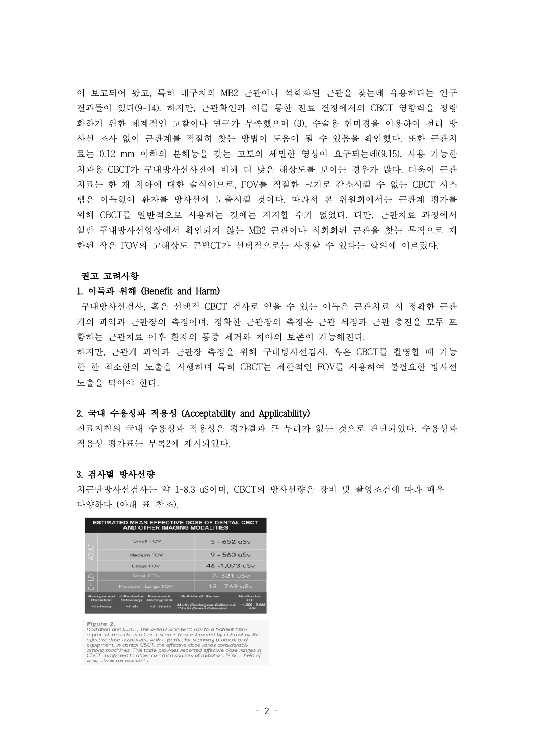이 보고되어 왔고, 특히 대구치의 MB2 근관이나 석회화된 근관을 찾는데 유용하다는 연구 결과들이 있다(9-14). 하지만, 근관확인과 이를 통한 진료 결정에서의 CBCT 영향력을 정량화하기 위한 체계적인 고찰이나 연구가 부족했으며 (3), 수술용 현미경을 이용하여 전리 방사선 조사 없이 근관계를 적절히 찾는 방법이 도움이 될 수 있음을 확인했다. 또한 근관치료는 0.12 mm 이하의 분해능을 갖는 고도의 세밀한 영상이 요구되는데(9,15), 사용 가능한 치과용 CBCT가 구내방사선사진에 비해 더 낮은 해상도를 보이는 경우가 많다. 더욱이 근관치료는 한 개 치아에 대한 술식이므로, FOV를 적절한 크기로 감소시킬 수 없는 CBCT 시스템은 이득없이 환자를 방사선에 노출시킬 것이다. 따라서 본 위원회에서는 근관계 평가를 위해 CBCT를 일반적으로 사용하는 것에는 지지할 수가 없었다. 다만, 근관치료 과정에서 일반 구내방사선영상에서 확인되지 않는 MB2 근관이나 석회화된 근관을 찾는 목적으로 제한된 작은 FOV의 고해상도 콘빔CT가 선택적으로는 사용할 수 있다는 합의에 이르렀다.

**권고 고려사항**

**1. 이득과 위해 (Benefit and Harm)**

구내방사선검사, 혹은 선택적 CBCT 검사로 얻을 수 있는 이득은 근관치료 시 정확한 근관계의 파악과 근관장의 측정이며, 정확한 근관장의 측정은 근관 세정과 근관 충전을 모두 포함하는 근관치료 이후 환자의 통증 제거와 치아의 보존이 가능해진다.

하지만, 근관계 파악과 근관장 측정을 위해 구내방사선검사, 혹은 CBCT를 촬영할 때 가능한 한 최소한의 노출을 시행하며 특히 CBCT는 제한적인 FOV를 사용하여 불필요한 방사선 노출을 막아야 한다.

**2. 국내 수용성과 적용성 (Acceptability and Applicability)**

진료지침의 국내 수용성과 적용성은 평가결과 큰 무리가 없는 것으로 판단되었다. 수용성과 적용성 평가표는 부록2에 제시되었다.

**3. 검사별 방사선량**

치근단방사선검사는 약 1-8.3 uS이며, CBCT의 방사선량은 장비 및 촬영조건에 따라 매우 다양하다 (아래 표 참조).

| ESTIMATED MEAN EFFECTIVE DOSE OF DENTAL CBCT AND OTHER IMAGING MODALITIES | | |
|---|---|---|
| ADULT | Small FOV | 5 - 652 uSv |
| | Medium FOV | 9 - 560 uSv |
| | Large FOV | 46 -1,073 uSv |
| CHILD | Small FOV | 7 - 521 uSv |
| | Medium - Large FOV | 13 - 769 uSv |

| Background Radiation | 4 Posterior Bitewings | Panoramic Radiograph | Full-Mouth Series | Multi-slice CT |
|---|---|---|---|---|
| ~8 uSv/day | ~5 uSv | ~3 - 24 uSv | ~34 uSv (Rectangular Collimator) ~170 uSv (Round Collimator) | ~1,000 - 2,000 uSv |

*Figure 2.*
Radiation and CBCT. The overall long-term risk to a patient from a procedure such as a CBCT scan is best estimated by calculating the effective dose associated with a particular scanning protocol and equipment. In dental CBCT, the effective dose varies considerably among machines. This table provides reported effective dose ranges in CBCT compared to other common sources of radiation. FOV = field of view; uSv = microsieverts.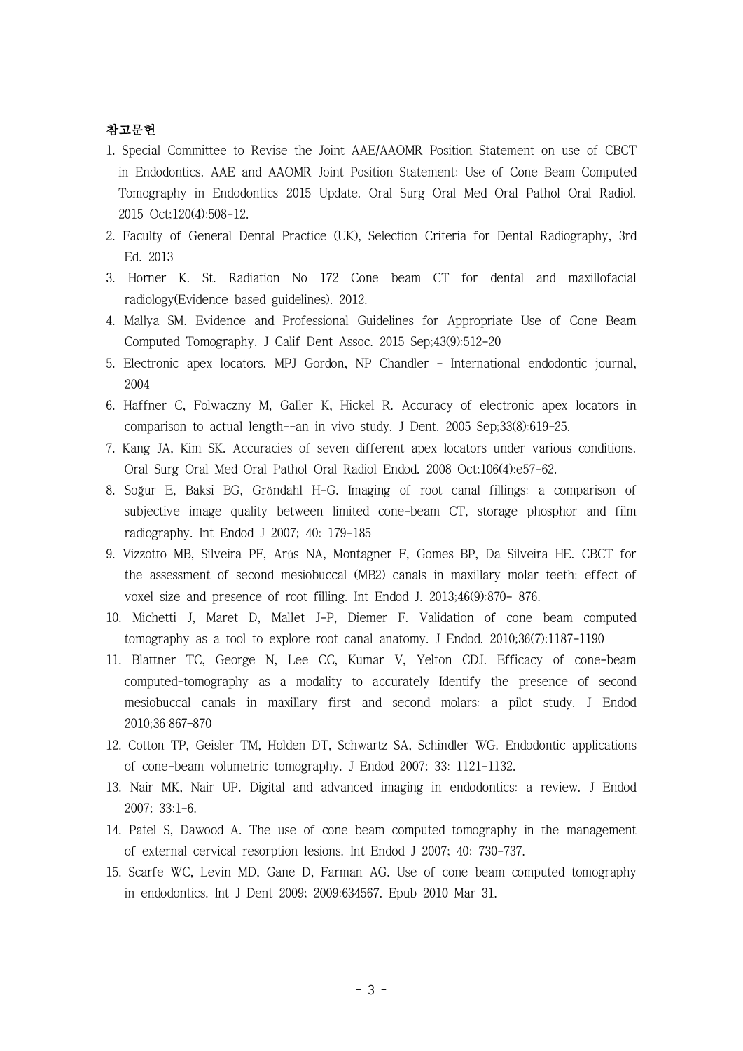**참고문헌**

1. Special Committee to Revise the Joint AAE/AAOMR Position Statement on use of CBCT in Endodontics. AAE and AAOMR Joint Position Statement: Use of Cone Beam Computed Tomography in Endodontics 2015 Update. Oral Surg Oral Med Oral Pathol Oral Radiol. 2015 Oct;120(4):508-12.
2. Faculty of General Dental Practice (UK), Selection Criteria for Dental Radiography, 3rd Ed. 2013
3. Horner K. St. Radiation No 172 Cone beam CT for dental and maxillofacial radiology(Evidence based guidelines). 2012.
4. Mallya SM. Evidence and Professional Guidelines for Appropriate Use of Cone Beam Computed Tomography. J Calif Dent Assoc. 2015 Sep;43(9):512-20
5. Electronic apex locators. MPJ Gordon, NP Chandler - International endodontic journal, 2004
6. Haffner C, Folwaczny M, Galler K, Hickel R. Accuracy of electronic apex locators in comparison to actual length--an in vivo study. J Dent. 2005 Sep;33(8):619-25.
7. Kang JA, Kim SK. Accuracies of seven different apex locators under various conditions. Oral Surg Oral Med Oral Pathol Oral Radiol Endod. 2008 Oct;106(4):e57-62.
8. Soğur E, Baksi BG, Gröndahl H-G. Imaging of root canal fillings: a comparison of subjective image quality between limited cone-beam CT, storage phosphor and film radiography. Int Endod J 2007; 40: 179-185
9. Vizzotto MB, Silveira PF, Arús NA, Montagner F, Gomes BP, Da Silveira HE. CBCT for the assessment of second mesiobuccal (MB2) canals in maxillary molar teeth: effect of voxel size and presence of root filling. Int Endod J. 2013;46(9):870- 876.
10. Michetti J, Maret D, Mallet J-P, Diemer F. Validation of cone beam computed tomography as a tool to explore root canal anatomy. J Endod. 2010;36(7):1187-1190
11. Blattner TC, George N, Lee CC, Kumar V, Yelton CDJ. Efficacy of cone-beam computed-tomography as a modality to accurately Identify the presence of second mesiobuccal canals in maxillary first and second molars: a pilot study. J Endod 2010;36:867-870
12. Cotton TP, Geisler TM, Holden DT, Schwartz SA, Schindler WG. Endodontic applications of cone-beam volumetric tomography. J Endod 2007; 33: 1121-1132.
13. Nair MK, Nair UP. Digital and advanced imaging in endodontics: a review. J Endod 2007; 33:1-6.
14. Patel S, Dawood A. The use of cone beam computed tomography in the management of external cervical resorption lesions. Int Endod J 2007; 40: 730-737.
15. Scarfe WC, Levin MD, Gane D, Farman AG. Use of cone beam computed tomography in endodontics. Int J Dent 2009; 2009:634567. Epub 2010 Mar 31.